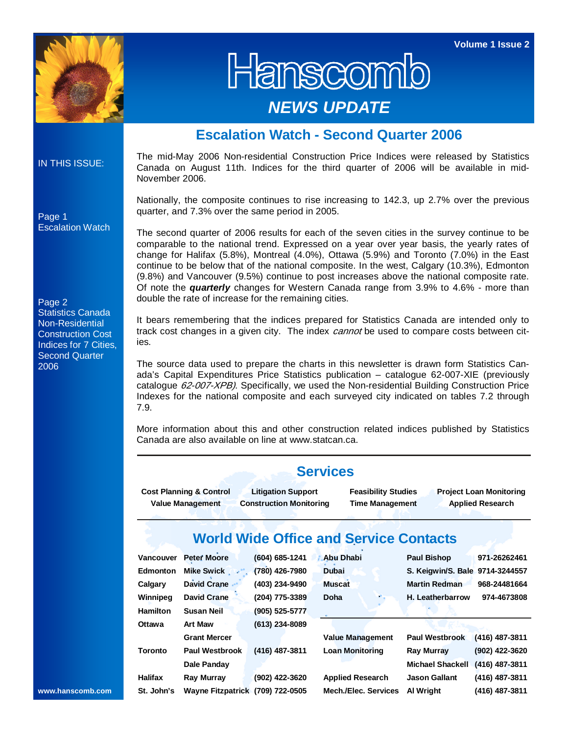# Hanscomb

## NEWS UPDATE

Volume 1 Issue 2

IN THIS ISSUE:

Page 1
Escalation Watch

Page 2
Statistics Canada Non-Residential Construction Cost Indices for 7 Cities, Second Quarter 2006

## Escalation Watch - Second Quarter 2006

The mid-May 2006 Non-residential Construction Price Indices were released by Statistics Canada on August 11th. Indices for the third quarter of 2006 will be available in mid-November 2006.

Nationally, the composite continues to rise increasing to 142.3, up 2.7% over the previous quarter, and 7.3% over the same period in 2005.

The second quarter of 2006 results for each of the seven cities in the survey continue to be comparable to the national trend. Expressed on a year over year basis, the yearly rates of change for Halifax (5.8%), Montreal (4.0%), Ottawa (5.9%) and Toronto (7.0%) in the East continue to be below that of the national composite. In the west, Calgary (10.3%), Edmonton (9.8%) and Vancouver (9.5%) continue to post increases above the national composite rate. Of note the ***quarterly*** changes for Western Canada range from 3.9% to 4.6% - more than double the rate of increase for the remaining cities.

It bears remembering that the indices prepared for Statistics Canada are intended only to track cost changes in a given city. The index *cannot* be used to compare costs between cities.

The source data used to prepare the charts in this newsletter is drawn form Statistics Canada's Capital Expenditures Price Statistics publication – catalogue 62-007-XIE (previously catalogue *62-007-XPB)*. Specifically, we used the Non-residential Building Construction Price Indexes for the national composite and each surveyed city indicated on tables 7.2 through 7.9.

More information about this and other construction related indices published by Statistics Canada are also available on line at www.statcan.ca.

## Services

| | | | |
|---|---|---|---|
| **Cost Planning & Control** | **Litigation Support** | **Feasibility Studies** | **Project Loan Monitoring** |
| **Value Management** | **Construction Monitoring** | **Time Management** | **Applied Research** |

## World Wide Office and Service Contacts

| | | | | | |
|---|---|---|---|---|---|
| **Vancouver** | **Peter Moore** | **(604) 685-1241** | **Abu Dhabi** | **Paul Bishop** | **971-26262461** |
| **Edmonton** | **Mike Swick** | **(780) 426-7980** | **Dubai** | **S. Keigwin/S. Bale** | **9714-3244557** |
| **Calgary** | **David Crane** | **(403) 234-9490** | **Muscat** | **Martin Redman** | **968-24481664** |
| **Winnipeg** | **David Crane** | **(204) 775-3389** | **Doha** | **H. Leatherbarrow** | **974-4673808** |
| **Hamilton** | **Susan Neil** | **(905) 525-5777** | | | |
| **Ottawa** | **Art Maw** | **(613) 234-8089** | | | |
| | **Grant Mercer** | | **Value Management** | **Paul Westbrook** | **(416) 487-3811** |
| **Toronto** | **Paul Westbrook** | **(416) 487-3811** | **Loan Monitoring** | **Ray Murray** | **(902) 422-3620** |
| | **Dale Panday** | | | **Michael Shackell** | **(416) 487-3811** |
| **Halifax** | **Ray Murray** | **(902) 422-3620** | **Applied Research** | **Jason Gallant** | **(416) 487-3811** |
| **St. John's** | **Wayne Fitzpatrick** | **(709) 722-0505** | **Mech./Elec. Services** | **Al Wright** | **(416) 487-3811** |

**www.hanscomb.com**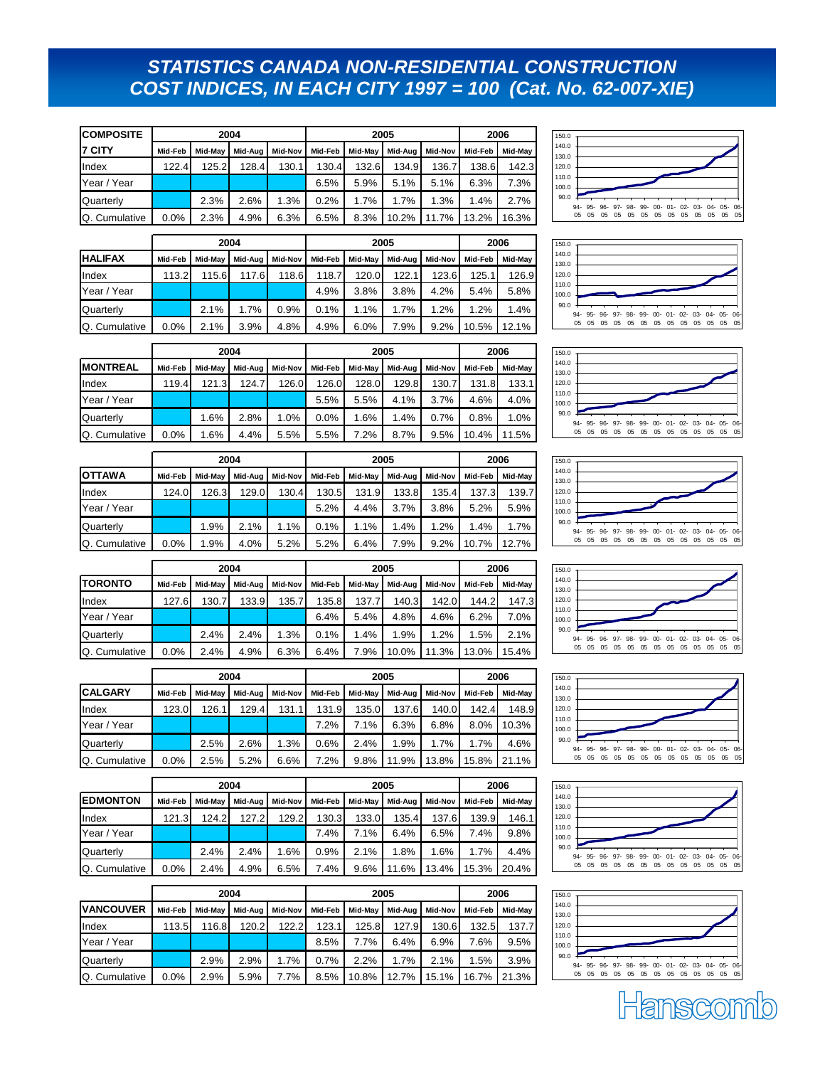# STATISTICS CANADA NON-RESIDENTIAL CONSTRUCTION COST INDICES, IN EACH CITY 1997 = 100 (Cat. No. 62-007-XIE)

| COMPOSITE | 2004 | | | | 2005 | | | | 2006 | |
|---|---|---|---|---|---|---|---|---|---|---|
| 7 CITY | Mid-Feb | Mid-May | Mid-Aug | Mid-Nov | Mid-Feb | Mid-May | Mid-Aug | Mid-Nov | Mid-Feb | Mid-May |
| Index | 122.4 | 125.2 | 128.4 | 130.1 | 130.4 | 132.6 | 134.9 | 136.7 | 138.6 | 142.3 |
| Year / Year | | | | | 6.5% | 5.9% | 5.1% | 5.1% | 6.3% | 7.3% |
| Quarterly | | 2.3% | 2.6% | 1.3% | 0.2% | 1.7% | 1.7% | 1.3% | 1.4% | 2.7% |
| Q. Cumulative | 0.0% | 2.3% | 4.9% | 6.3% | 6.5% | 8.3% | 10.2% | 11.7% | 13.2% | 16.3% |

150.0
140.0
130.0
120.0
110.0
100.0
90.0
94-05 95-05 96-05 97-05 98-05 99-05 00-05 01-05 02-05 03-05 04-05 05-05 06-05

| | 2004 | | | | 2005 | | | | 2006 | |
|---|---|---|---|---|---|---|---|---|---|---|
| HALIFAX | Mid-Feb | Mid-May | Mid-Aug | Mid-Nov | Mid-Feb | Mid-May | Mid-Aug | Mid-Nov | Mid-Feb | Mid-May |
| Index | 113.2 | 115.6 | 117.6 | 118.6 | 118.7 | 120.0 | 122.1 | 123.6 | 125.1 | 126.9 |
| Year / Year | | | | | 4.9% | 3.8% | 3.8% | 4.2% | 5.4% | 5.8% |
| Quarterly | | 2.1% | 1.7% | 0.9% | 0.1% | 1.1% | 1.7% | 1.2% | 1.2% | 1.4% |
| Q. Cumulative | 0.0% | 2.1% | 3.9% | 4.8% | 4.9% | 6.0% | 7.9% | 9.2% | 10.5% | 12.1% |

150.0
140.0
130.0
120.0
110.0
100.0
90.0
94-05 95-05 96-05 97-05 98-05 99-05 00-05 01-05 02-05 03-05 04-05 05-05 06-05

| | 2004 | | | | 2005 | | | | 2006 | |
|---|---|---|---|---|---|---|---|---|---|---|
| MONTREAL | Mid-Feb | Mid-May | Mid-Aug | Mid-Nov | Mid-Feb | Mid-May | Mid-Aug | Mid-Nov | Mid-Feb | Mid-May |
| Index | 119.4 | 121.3 | 124.7 | 126.0 | 126.0 | 128.0 | 129.8 | 130.7 | 131.8 | 133.1 |
| Year / Year | | | | | 5.5% | 5.5% | 4.1% | 3.7% | 4.6% | 4.0% |
| Quarterly | | 1.6% | 2.8% | 1.0% | 0.0% | 1.6% | 1.4% | 0.7% | 0.8% | 1.0% |
| Q. Cumulative | 0.0% | 1.6% | 4.4% | 5.5% | 5.5% | 7.2% | 8.7% | 9.5% | 10.4% | 11.5% |

150.0
140.0
130.0
120.0
110.0
100.0
90.0
94-05 95-05 96-05 97-05 98-05 99-05 00-05 01-05 02-05 03-05 04-05 05-05 06-05

| | 2004 | | | | 2005 | | | | 2006 | |
|---|---|---|---|---|---|---|---|---|---|---|
| OTTAWA | Mid-Feb | Mid-May | Mid-Aug | Mid-Nov | Mid-Feb | Mid-May | Mid-Aug | Mid-Nov | Mid-Feb | Mid-May |
| Index | 124.0 | 126.3 | 129.0 | 130.4 | 130.5 | 131.9 | 133.8 | 135.4 | 137.3 | 139.7 |
| Year / Year | | | | | 5.2% | 4.4% | 3.7% | 3.8% | 5.2% | 5.9% |
| Quarterly | | 1.9% | 2.1% | 1.1% | 0.1% | 1.1% | 1.4% | 1.2% | 1.4% | 1.7% |
| Q. Cumulative | 0.0% | 1.9% | 4.0% | 5.2% | 5.2% | 6.4% | 7.9% | 9.2% | 10.7% | 12.7% |

150.0
140.0
130.0
120.0
110.0
100.0
90.0
94-05 95-05 96-05 97-05 98-05 99-05 00-05 01-05 02-05 03-05 04-05 05-05 06-05

| | 2004 | | | | 2005 | | | | 2006 | |
|---|---|---|---|---|---|---|---|---|---|---|
| TORONTO | Mid-Feb | Mid-May | Mid-Aug | Mid-Nov | Mid-Feb | Mid-May | Mid-Aug | Mid-Nov | Mid-Feb | Mid-May |
| Index | 127.6 | 130.7 | 133.9 | 135.7 | 135.8 | 137.7 | 140.3 | 142.0 | 144.2 | 147.3 |
| Year / Year | | | | | 6.4% | 5.4% | 4.8% | 4.6% | 6.2% | 7.0% |
| Quarterly | | 2.4% | 2.4% | 1.3% | 0.1% | 1.4% | 1.9% | 1.2% | 1.5% | 2.1% |
| Q. Cumulative | 0.0% | 2.4% | 4.9% | 6.3% | 6.4% | 7.9% | 10.0% | 11.3% | 13.0% | 15.4% |

150.0
140.0
130.0
120.0
110.0
100.0
90.0
94-05 95-05 96-05 97-05 98-05 99-05 00-05 01-05 02-05 03-05 04-05 05-05 06-05

| | 2004 | | | | 2005 | | | | 2006 | |
|---|---|---|---|---|---|---|---|---|---|---|
| CALGARY | Mid-Feb | Mid-May | Mid-Aug | Mid-Nov | Mid-Feb | Mid-May | Mid-Aug | Mid-Nov | Mid-Feb | Mid-May |
| Index | 123.0 | 126.1 | 129.4 | 131.1 | 131.9 | 135.0 | 137.6 | 140.0 | 142.4 | 148.9 |
| Year / Year | | | | | 7.2% | 7.1% | 6.3% | 6.8% | 8.0% | 10.3% |
| Quarterly | | 2.5% | 2.6% | 1.3% | 0.6% | 2.4% | 1.9% | 1.7% | 1.7% | 4.6% |
| Q. Cumulative | 0.0% | 2.5% | 5.2% | 6.6% | 7.2% | 9.8% | 11.9% | 13.8% | 15.8% | 21.1% |

150.0
140.0
130.0
120.0
110.0
100.0
90.0
94-05 95-05 96-05 97-05 98-05 99-05 00-05 01-05 02-05 03-05 04-05 05-05 06-05

| | 2004 | | | | 2005 | | | | 2006 | |
|---|---|---|---|---|---|---|---|---|---|---|
| EDMONTON | Mid-Feb | Mid-May | Mid-Aug | Mid-Nov | Mid-Feb | Mid-May | Mid-Aug | Mid-Nov | Mid-Feb | Mid-May |
| Index | 121.3 | 124.2 | 127.2 | 129.2 | 130.3 | 133.0 | 135.4 | 137.6 | 139.9 | 146.1 |
| Year / Year | | | | | 7.4% | 7.1% | 6.4% | 6.5% | 7.4% | 9.8% |
| Quarterly | | 2.4% | 2.4% | 1.6% | 0.9% | 2.1% | 1.8% | 1.6% | 1.7% | 4.4% |
| Q. Cumulative | 0.0% | 2.4% | 4.9% | 6.5% | 7.4% | 9.6% | 11.6% | 13.4% | 15.3% | 20.4% |

150.0
140.0
130.0
120.0
110.0
100.0
90.0
94-05 95-05 96-05 97-05 98-05 99-05 00-05 01-05 02-05 03-05 04-05 05-05 06-05

| | 2004 | | | | 2005 | | | | 2006 | |
|---|---|---|---|---|---|---|---|---|---|---|
| VANCOUVER | Mid-Feb | Mid-May | Mid-Aug | Mid-Nov | Mid-Feb | Mid-May | Mid-Aug | Mid-Nov | Mid-Feb | Mid-May |
| Index | 113.5 | 116.8 | 120.2 | 122.2 | 123.1 | 125.8 | 127.9 | 130.6 | 132.5 | 137.7 |
| Year / Year | | | | | 8.5% | 7.7% | 6.4% | 6.9% | 7.6% | 9.5% |
| Quarterly | | 2.9% | 2.9% | 1.7% | 0.7% | 2.2% | 1.7% | 2.1% | 1.5% | 3.9% |
| Q. Cumulative | 0.0% | 2.9% | 5.9% | 7.7% | 8.5% | 10.8% | 12.7% | 15.1% | 16.7% | 21.3% |

150.0
140.0
130.0
120.0
110.0
100.0
90.0
94-05 95-05 96-05 97-05 98-05 99-05 00-05 01-05 02-05 03-05 04-05 05-05 06-05

Hanscomb